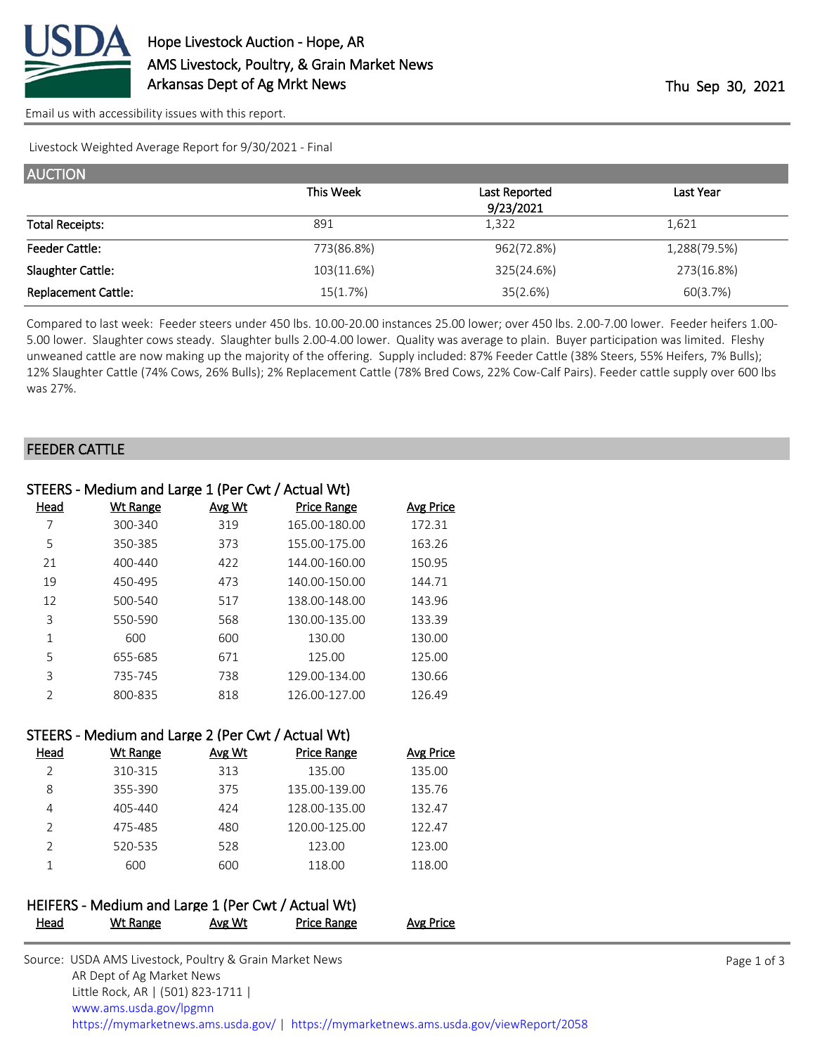# Hope Livestock Auction - Hope, AR

AMS Livestock, Poultry, & Grain Market News
Arkansas Dept of Ag Mrkt News

Thu Sep 30, 2021

Email us with accessibility issues with this report.

Livestock Weighted Average Report for 9/30/2021 - Final

## AUCTION

| | This Week | Last Reported 9/23/2021 | Last Year |
|---|---|---|---|
| Total Receipts: | 891 | 1,322 | 1,621 |
| Feeder Cattle: | 773(86.8%) | 962(72.8%) | 1,288(79.5%) |
| Slaughter Cattle: | 103(11.6%) | 325(24.6%) | 273(16.8%) |
| Replacement Cattle: | 15(1.7%) | 35(2.6%) | 60(3.7%) |

Compared to last week: Feeder steers under 450 lbs. 10.00-20.00 instances 25.00 lower; over 450 lbs. 2.00-7.00 lower. Feeder heifers 1.00-5.00 lower. Slaughter cows steady. Slaughter bulls 2.00-4.00 lower. Quality was average to plain. Buyer participation was limited. Fleshy unweaned cattle are now making up the majority of the offering. Supply included: 87% Feeder Cattle (38% Steers, 55% Heifers, 7% Bulls); 12% Slaughter Cattle (74% Cows, 26% Bulls); 2% Replacement Cattle (78% Bred Cows, 22% Cow-Calf Pairs). Feeder cattle supply over 600 lbs was 27%.

## FEEDER CATTLE

### STEERS - Medium and Large 1 (Per Cwt / Actual Wt)

| Head | Wt Range | Avg Wt | Price Range | Avg Price |
|---|---|---|---|---|
| 7 | 300-340 | 319 | 165.00-180.00 | 172.31 |
| 5 | 350-385 | 373 | 155.00-175.00 | 163.26 |
| 21 | 400-440 | 422 | 144.00-160.00 | 150.95 |
| 19 | 450-495 | 473 | 140.00-150.00 | 144.71 |
| 12 | 500-540 | 517 | 138.00-148.00 | 143.96 |
| 3 | 550-590 | 568 | 130.00-135.00 | 133.39 |
| 1 | 600 | 600 | 130.00 | 130.00 |
| 5 | 655-685 | 671 | 125.00 | 125.00 |
| 3 | 735-745 | 738 | 129.00-134.00 | 130.66 |
| 2 | 800-835 | 818 | 126.00-127.00 | 126.49 |

### STEERS - Medium and Large 2 (Per Cwt / Actual Wt)

| Head | Wt Range | Avg Wt | Price Range | Avg Price |
|---|---|---|---|---|
| 2 | 310-315 | 313 | 135.00 | 135.00 |
| 8 | 355-390 | 375 | 135.00-139.00 | 135.76 |
| 4 | 405-440 | 424 | 128.00-135.00 | 132.47 |
| 2 | 475-485 | 480 | 120.00-125.00 | 122.47 |
| 2 | 520-535 | 528 | 123.00 | 123.00 |
| 1 | 600 | 600 | 118.00 | 118.00 |

### HEIFERS - Medium and Large 1 (Per Cwt / Actual Wt)

| Head | Wt Range | Avg Wt | Price Range | Avg Price |
|---|---|---|---|---|

Source: USDA AMS Livestock, Poultry & Grain Market News
AR Dept of Ag Market News
Little Rock, AR | (501) 823-1711 |
www.ams.usda.gov/lpgmn
https://mymarketnews.ams.usda.gov/ | https://mymarketnews.ams.usda.gov/viewReport/2058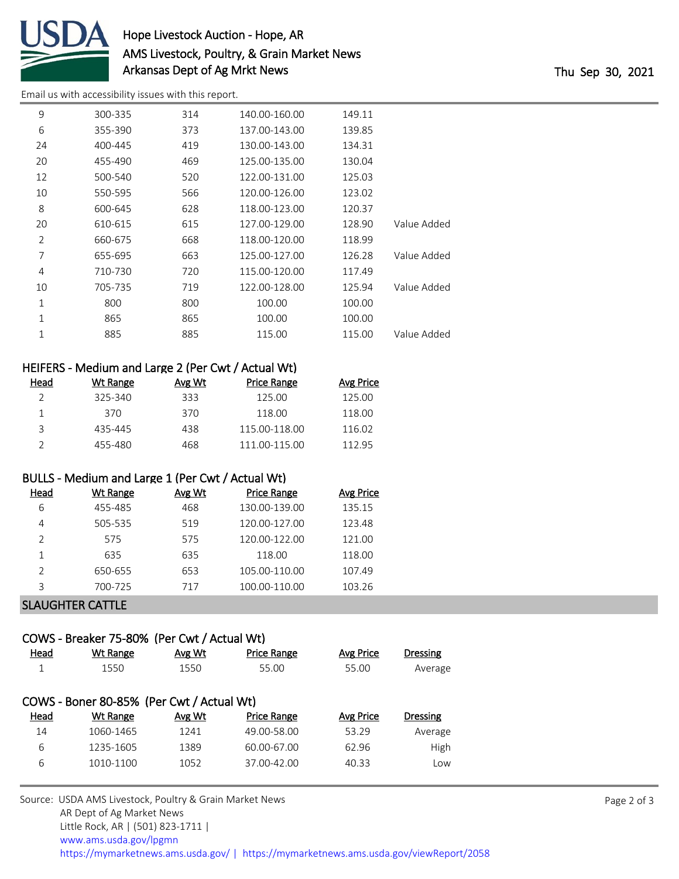| Head | Wt Range | Avg Wt | Price Range | Avg Price | |
|---|---|---|---|---|---|
| 9 | 300-335 | 314 | 140.00-160.00 | 149.11 | |
| 6 | 355-390 | 373 | 137.00-143.00 | 139.85 | |
| 24 | 400-445 | 419 | 130.00-143.00 | 134.31 | |
| 20 | 455-490 | 469 | 125.00-135.00 | 130.04 | |
| 12 | 500-540 | 520 | 122.00-131.00 | 125.03 | |
| 10 | 550-595 | 566 | 120.00-126.00 | 123.02 | |
| 8 | 600-645 | 628 | 118.00-123.00 | 120.37 | |
| 20 | 610-615 | 615 | 127.00-129.00 | 128.90 | Value Added |
| 2 | 660-675 | 668 | 118.00-120.00 | 118.99 | |
| 7 | 655-695 | 663 | 125.00-127.00 | 126.28 | Value Added |
| 4 | 710-730 | 720 | 115.00-120.00 | 117.49 | |
| 10 | 705-735 | 719 | 122.00-128.00 | 125.94 | Value Added |
| 1 | 800 | 800 | 100.00 | 100.00 | |
| 1 | 865 | 865 | 100.00 | 100.00 | |
| 1 | 885 | 885 | 115.00 | 115.00 | Value Added |

### HEIFERS - Medium and Large 2 (Per Cwt / Actual Wt)

| Head | Wt Range | Avg Wt | Price Range | Avg Price |
|---|---|---|---|---|
| 2 | 325-340 | 333 | 125.00 | 125.00 |
| 1 | 370 | 370 | 118.00 | 118.00 |
| 3 | 435-445 | 438 | 115.00-118.00 | 116.02 |
| 2 | 455-480 | 468 | 111.00-115.00 | 112.95 |

### BULLS - Medium and Large 1 (Per Cwt / Actual Wt)

| Head | Wt Range | Avg Wt | Price Range | Avg Price |
|---|---|---|---|---|
| 6 | 455-485 | 468 | 130.00-139.00 | 135.15 |
| 4 | 505-535 | 519 | 120.00-127.00 | 123.48 |
| 2 | 575 | 575 | 120.00-122.00 | 121.00 |
| 1 | 635 | 635 | 118.00 | 118.00 |
| 2 | 650-655 | 653 | 105.00-110.00 | 107.49 |
| 3 | 700-725 | 717 | 100.00-110.00 | 103.26 |

## SLAUGHTER CATTLE

### COWS - Breaker 75-80% (Per Cwt / Actual Wt)

| Head | Wt Range | Avg Wt | Price Range | Avg Price | Dressing |
|---|---|---|---|---|---|
| 1 | 1550 | 1550 | 55.00 | 55.00 | Average |

### COWS - Boner 80-85% (Per Cwt / Actual Wt)

| Head | Wt Range | Avg Wt | Price Range | Avg Price | Dressing |
|---|---|---|---|---|---|
| 14 | 1060-1465 | 1241 | 49.00-58.00 | 53.29 | Average |
| 6 | 1235-1605 | 1389 | 60.00-67.00 | 62.96 | High |
| 6 | 1010-1100 | 1052 | 37.00-42.00 | 40.33 | Low |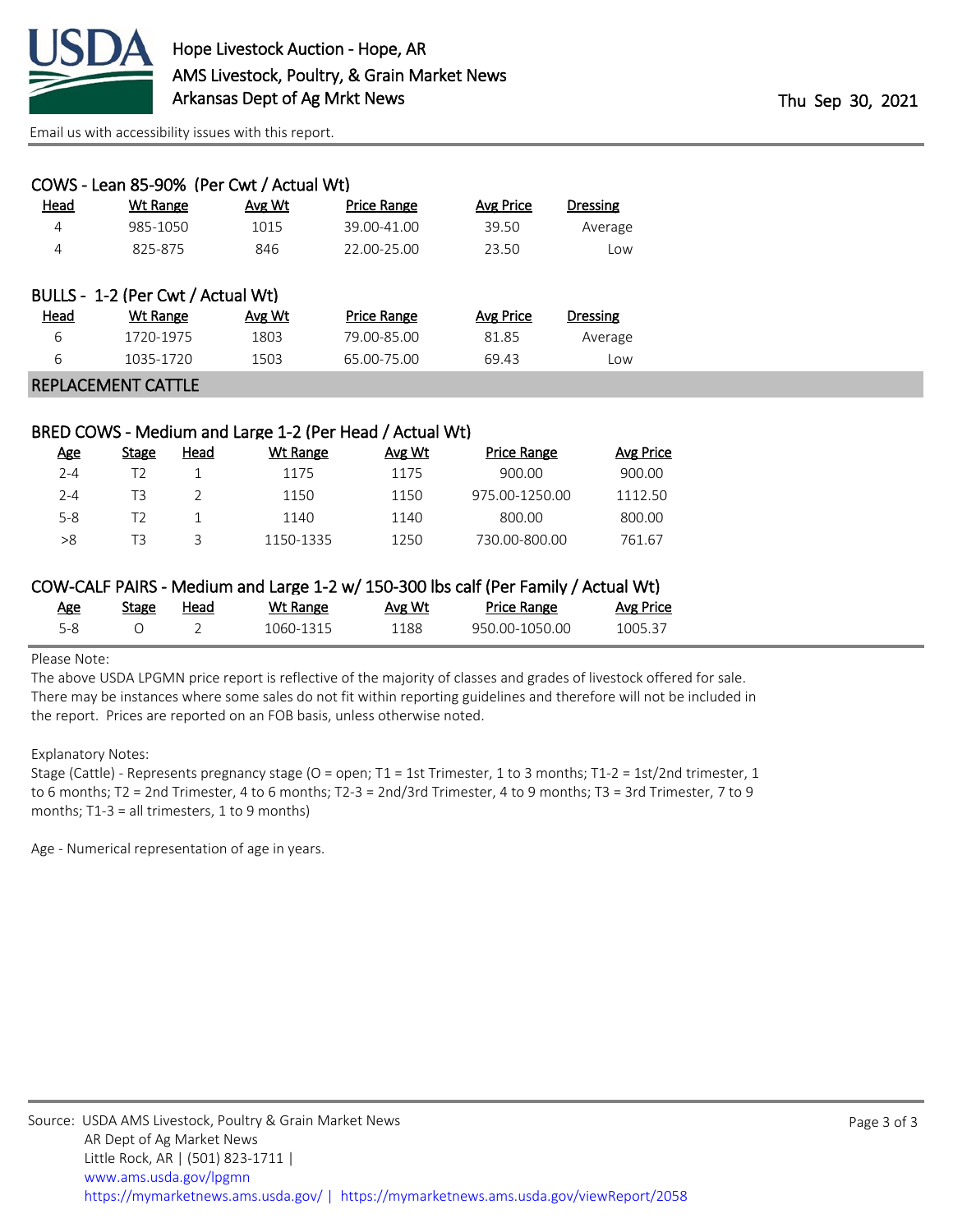Email us with accessibility issues with this report.

### COWS - Lean 85-90% (Per Cwt / Actual Wt)

| Head | Wt Range | Avg Wt | Price Range | Avg Price | Dressing |
|---|---|---|---|---|---|
| 4 | 985-1050 | 1015 | 39.00-41.00 | 39.50 | Average |
| 4 | 825-875 | 846 | 22.00-25.00 | 23.50 | Low |

### BULLS - 1-2 (Per Cwt / Actual Wt)

| Head | Wt Range | Avg Wt | Price Range | Avg Price | Dressing |
|---|---|---|---|---|---|
| 6 | 1720-1975 | 1803 | 79.00-85.00 | 81.85 | Average |
| 6 | 1035-1720 | 1503 | 65.00-75.00 | 69.43 | Low |

## REPLACEMENT CATTLE

### BRED COWS - Medium and Large 1-2 (Per Head / Actual Wt)

| Age | Stage | Head | Wt Range | Avg Wt | Price Range | Avg Price |
|---|---|---|---|---|---|---|
| 2-4 | T2 | 1 | 1175 | 1175 | 900.00 | 900.00 |
| 2-4 | T3 | 2 | 1150 | 1150 | 975.00-1250.00 | 1112.50 |
| 5-8 | T2 | 1 | 1140 | 1140 | 800.00 | 800.00 |
| >8 | T3 | 3 | 1150-1335 | 1250 | 730.00-800.00 | 761.67 |

### COW-CALF PAIRS - Medium and Large 1-2 w/ 150-300 lbs calf (Per Family / Actual Wt)

| Age | Stage | Head | Wt Range | Avg Wt | Price Range | Avg Price |
|---|---|---|---|---|---|---|
| 5-8 | O | 2 | 1060-1315 | 1188 | 950.00-1050.00 | 1005.37 |

Please Note:
The above USDA LPGMN price report is reflective of the majority of classes and grades of livestock offered for sale. There may be instances where some sales do not fit within reporting guidelines and therefore will not be included in the report. Prices are reported on an FOB basis, unless otherwise noted.

Explanatory Notes:
Stage (Cattle) - Represents pregnancy stage (O = open; T1 = 1st Trimester, 1 to 3 months; T1-2 = 1st/2nd trimester, 1 to 6 months; T2 = 2nd Trimester, 4 to 6 months; T2-3 = 2nd/3rd Trimester, 4 to 9 months; T3 = 3rd Trimester, 7 to 9 months; T1-3 = all trimesters, 1 to 9 months)

Age - Numerical representation of age in years.

Source: USDA AMS Livestock, Poultry & Grain Market News
AR Dept of Ag Market News
Little Rock, AR | (501) 823-1711 |
www.ams.usda.gov/lpgmn
https://mymarketnews.ams.usda.gov/ | https://mymarketnews.ams.usda.gov/viewReport/2058